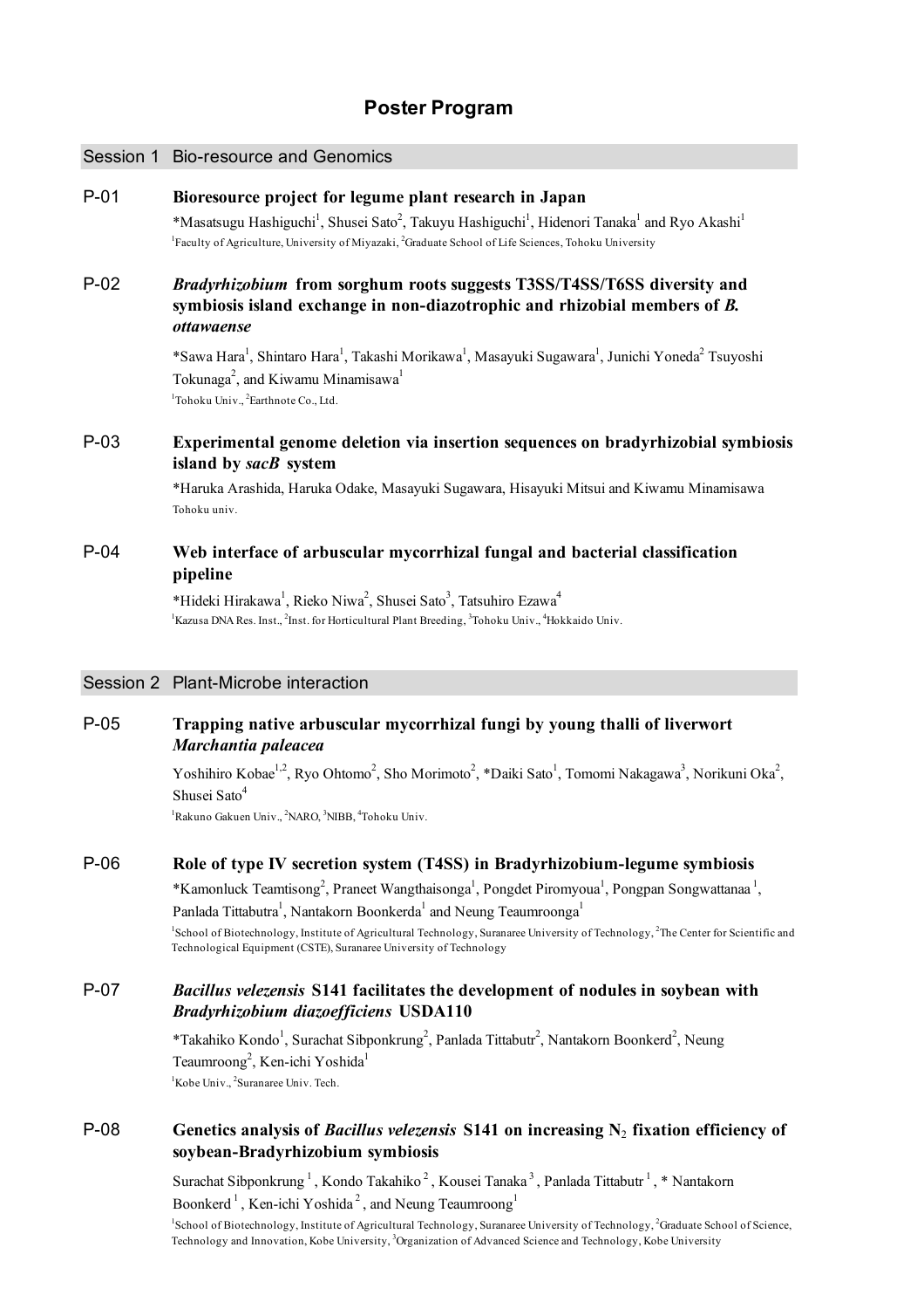# Poster Program

## Session 1 Bio-resource and Genomics

**P-01** **Bioresource project for legume plant research in Japan**

*Masatsugu Hashiguchi[1], Shusei Sato[2], Takuyu Hashiguchi[1], Hidenori Tanaka[1] and Ryo Akashi[1]

[1]Faculty of Agriculture, University of Miyazaki, [2]Graduate School of Life Sciences, Tohoku University

**P-02** ***Bradyrhizobium* from sorghum roots suggests T3SS/T4SS/T6SS diversity and symbiosis island exchange in non-diazotrophic and rhizobial members of *B. ottawaense***

*Sawa Hara[1], Shintaro Hara[1], Takashi Morikawa[1], Masayuki Sugawara[1], Junichi Yoneda[2] Tsuyoshi Tokunaga[2], and Kiwamu Minamisawa[1]

[1]Tohoku Univ., [2]Earthnote Co., Ltd.

**P-03** **Experimental genome deletion via insertion sequences on bradyrhizobial symbiosis island by *sacB* system**

*Haruka Arashida, Haruka Odake, Masayuki Sugawara, Hisayuki Mitsui and Kiwamu Minamisawa

Tohoku univ.

**P-04** **Web interface of arbuscular mycorrhizal fungal and bacterial classification pipeline**

*Hideki Hirakawa[1], Rieko Niwa[2], Shusei Sato[3], Tatsuhiro Ezawa[4]

[1]Kazusa DNA Res. Inst., [2]Inst. for Horticultural Plant Breeding, [3]Tohoku Univ., [4]Hokkaido Univ.

## Session 2 Plant-Microbe interaction

**P-05** **Trapping native arbuscular mycorrhizal fungi by young thalli of liverwort *Marchantia paleacea***

Yoshihiro Kobae[1,2], Ryo Ohtomo[2], Sho Morimoto[2], *Daiki Sato[1], Tomomi Nakagawa[3], Norikuni Oka[2], Shusei Sato[4]

[1]Rakuno Gakuen Univ., [2]NARO, [3]NIBB, [4]Tohoku Univ.

**P-06** **Role of type IV secretion system (T4SS) in Bradyrhizobium-legume symbiosis**

*Kamonluck Teamtisong[2], Praneet Wangthaisonga[1], Pongdet Piromyoua[1], Pongpan Songwattanaa[1], Panlada Tittabutra[1], Nantakorn Boonkerda[1] and Neung Teaumroonga[1]

[1]School of Biotechnology, Institute of Agricultural Technology, Suranaree University of Technology, [2]The Center for Scientific and Technological Equipment (CSTE), Suranaree University of Technology

**P-07** ***Bacillus velezensis* S141 facilitates the development of nodules in soybean with *Bradyrhizobium diazoefficiens* USDA110**

*Takahiko Kondo[1], Surachat Sibponkrung[2], Panlada Tittabutr[2], Nantakorn Boonkerd[2], Neung Teaumroong[2], Ken-ichi Yoshida[1]

[1]Kobe Univ., [2]Suranaree Univ. Tech.

**P-08** **Genetics analysis of *Bacillus velezensis* S141 on increasing $N_2$ fixation efficiency of soybean-Bradyrhizobium symbiosis**

Surachat Sibponkrung[1], Kondo Takahiko[2], Kousei Tanaka[3], Panlada Tittabutr[1], * Nantakorn Boonkerd[1], Ken-ichi Yoshida[2], and Neung Teaumroong[1]

[1]School of Biotechnology, Institute of Agricultural Technology, Suranaree University of Technology, [2]Graduate School of Science, Technology and Innovation, Kobe University, [3]Organization of Advanced Science and Technology, Kobe University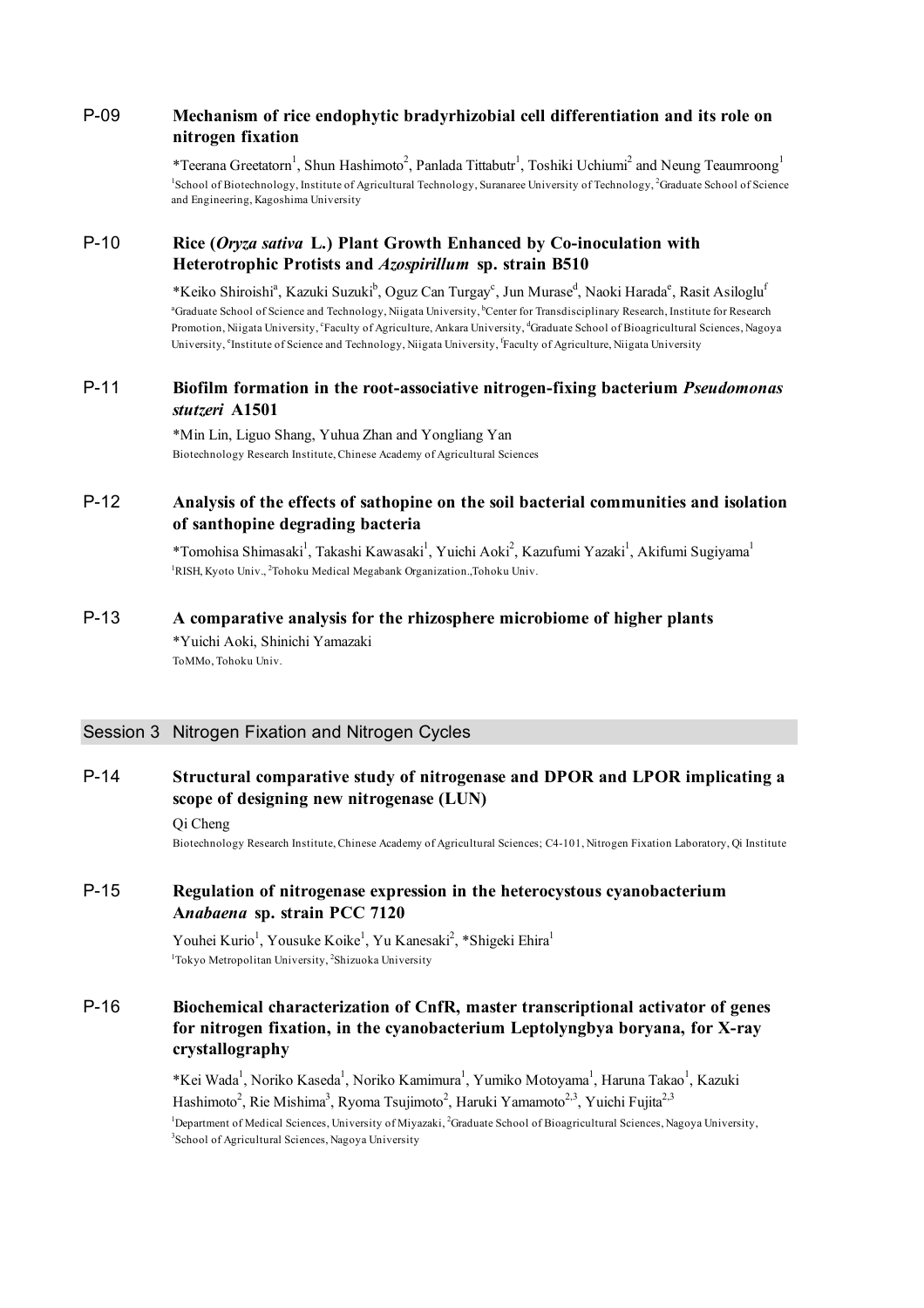## P-09 Mechanism of rice endophytic bradyrhizobial cell differentiation and its role on nitrogen fixation

*Teerana Greetatorn[1], Shun Hashimoto[2], Panlada Tittabutr[1], Toshiki Uchiumi[2] and Neung Teaumroong[1]

[1]School of Biotechnology, Institute of Agricultural Technology, Suranaree University of Technology, [2]Graduate School of Science and Engineering, Kagoshima University

## P-10 Rice (*Oryza sativa* L.) Plant Growth Enhanced by Co-inoculation with Heterotrophic Protists and *Azospirillum* sp. strain B510

*Keiko Shiroishi[a], Kazuki Suzuki[b], Oguz Can Turgay[c], Jun Murase[d], Naoki Harada[e], Rasit Asiloglu[f]

[a]Graduate School of Science and Technology, Niigata University, [b]Center for Transdisciplinary Research, Institute for Research Promotion, Niigata University, [c]Faculty of Agriculture, Ankara University, [d]Graduate School of Bioagricultural Sciences, Nagoya University, [e]Institute of Science and Technology, Niigata University, [f]Faculty of Agriculture, Niigata University

## P-11 Biofilm formation in the root-associative nitrogen-fixing bacterium *Pseudomonas stutzeri* A1501

*Min Lin, Liguo Shang, Yuhua Zhan and Yongliang Yan

Biotechnology Research Institute, Chinese Academy of Agricultural Sciences

## P-12 Analysis of the effects of sathopine on the soil bacterial communities and isolation of santhopine degrading bacteria

*Tomohisa Shimasaki[1], Takashi Kawasaki[1], Yuichi Aoki[2], Kazufumi Yazaki[1], Akifumi Sugiyama[1]

[1]RISH, Kyoto Univ., [2]Tohoku Medical Megabank Organization.,Tohoku Univ.

## P-13 A comparative analysis for the rhizosphere microbiome of higher plants

*Yuichi Aoki, Shinichi Yamazaki

ToMMo, Tohoku Univ.

# Session 3 Nitrogen Fixation and Nitrogen Cycles

## P-14 Structural comparative study of nitrogenase and DPOR and LPOR implicating a scope of designing new nitrogenase (LUN)

Qi Cheng

Biotechnology Research Institute, Chinese Academy of Agricultural Sciences; C4-101, Nitrogen Fixation Laboratory, Qi Institute

## P-15 Regulation of nitrogenase expression in the heterocystous cyanobacterium A*nabaena* sp. strain PCC 7120

Youhei Kurio[1], Yousuke Koike[1], Yu Kanesaki[2], *Shigeki Ehira[1]

[1]Tokyo Metropolitan University, [2]Shizuoka University

## P-16 Biochemical characterization of CnfR, master transcriptional activator of genes for nitrogen fixation, in the cyanobacterium Leptolyngbya boryana, for X-ray crystallography

*Kei Wada[1], Noriko Kaseda[1], Noriko Kamimura[1], Yumiko Motoyama[1], Haruna Takao[1], Kazuki Hashimoto[2], Rie Mishima[3], Ryoma Tsujimoto[2], Haruki Yamamoto[2,3], Yuichi Fujita[2,3]

[1]Department of Medical Sciences, University of Miyazaki, [2]Graduate School of Bioagricultural Sciences, Nagoya University, [3]School of Agricultural Sciences, Nagoya University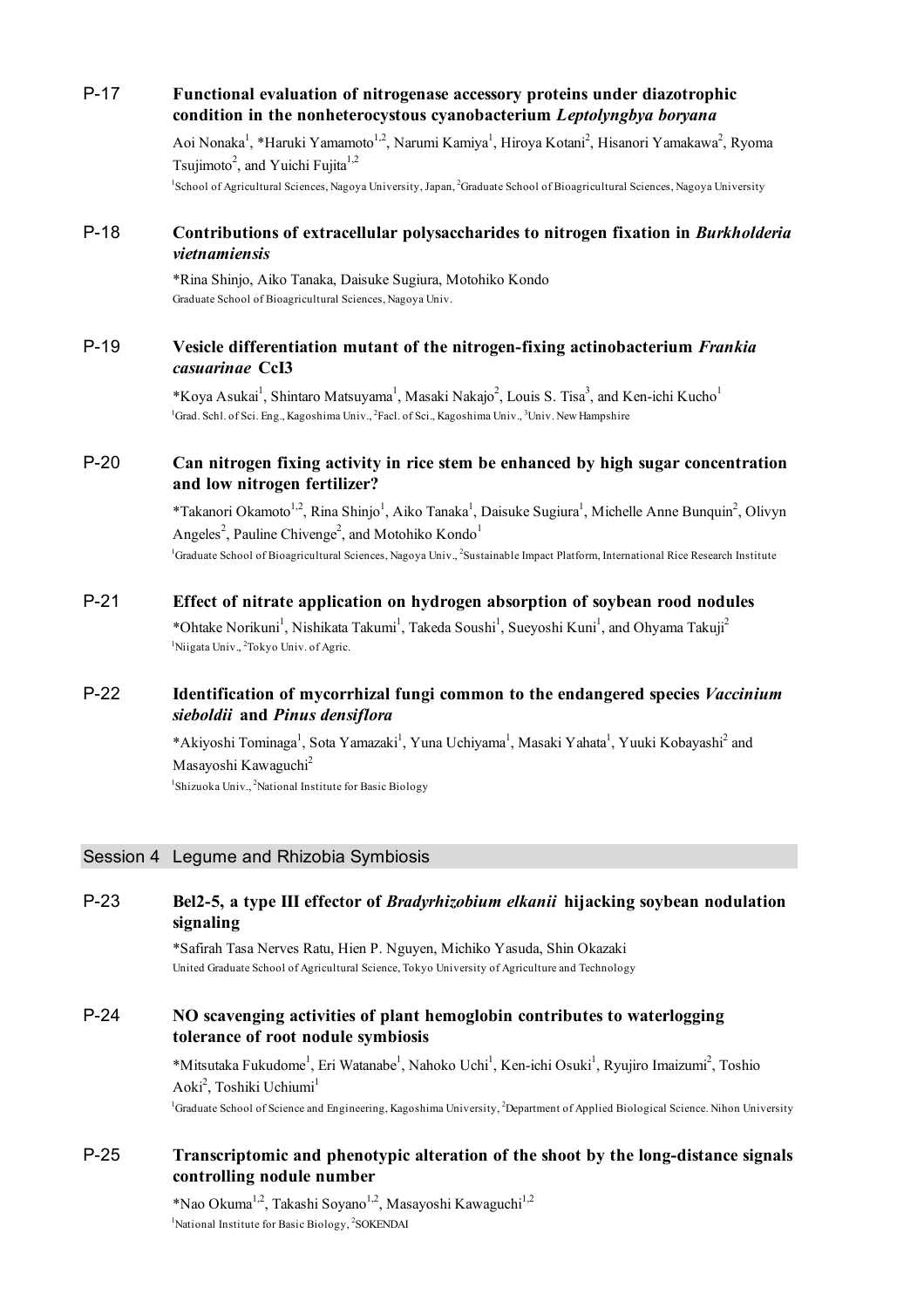P-17 **Functional evaluation of nitrogenase accessory proteins under diazotrophic condition in the nonheterocystous cyanobacterium *Leptolyngbya boryana***

Aoi Nonaka[1], *Haruki Yamamoto[1,2], Narumi Kamiya[1], Hiroya Kotani[2], Hisanori Yamakawa[2], Ryoma Tsujimoto[2], and Yuichi Fujita[1,2]

[1]School of Agricultural Sciences, Nagoya University, Japan, [2]Graduate School of Bioagricultural Sciences, Nagoya University

P-18 **Contributions of extracellular polysaccharides to nitrogen fixation in *Burkholderia vietnamiensis***

*Rina Shinjo, Aiko Tanaka, Daisuke Sugiura, Motohiko Kondo

Graduate School of Bioagricultural Sciences, Nagoya Univ.

P-19 **Vesicle differentiation mutant of the nitrogen-fixing actinobacterium *Frankia casuarinae* CcI3**

*Koya Asukai[1], Shintaro Matsuyama[1], Masaki Nakajo[2], Louis S. Tisa[3], and Ken-ichi Kucho[1]

[1]Grad. Schl. of Sci. Eng., Kagoshima Univ., [2]Facl. of Sci., Kagoshima Univ., [3]Univ. New Hampshire

P-20 **Can nitrogen fixing activity in rice stem be enhanced by high sugar concentration and low nitrogen fertilizer?**

*Takanori Okamoto[1,2], Rina Shinjo[1], Aiko Tanaka[1], Daisuke Sugiura[1], Michelle Anne Bunquin[2], Olivyn Angeles[2], Pauline Chivenge[2], and Motohiko Kondo[1]

[1]Graduate School of Bioagricultural Sciences, Nagoya Univ., [2]Sustainable Impact Platform, International Rice Research Institute

P-21 **Effect of nitrate application on hydrogen absorption of soybean rood nodules**

*Ohtake Norikuni[1], Nishikata Takumi[1], Takeda Soushi[1], Sueyoshi Kuni[1], and Ohyama Takuji[2]

[1]Niigata Univ., [2]Tokyo Univ. of Agric.

P-22 **Identification of mycorrhizal fungi common to the endangered species *Vaccinium sieboldii* and *Pinus densiflora***

*Akiyoshi Tominaga[1], Sota Yamazaki[1], Yuna Uchiyama[1], Masaki Yahata[1], Yuuki Kobayashi[2] and Masayoshi Kawaguchi[2]

[1]Shizuoka Univ., [2]National Institute for Basic Biology

## Session 4 Legume and Rhizobia Symbiosis

P-23 **Bel2-5, a type III effector of *Bradyrhizobium elkanii* hijacking soybean nodulation signaling**

*Safirah Tasa Nerves Ratu, Hien P. Nguyen, Michiko Yasuda, Shin Okazaki

United Graduate School of Agricultural Science, Tokyo University of Agriculture and Technology

P-24 **NO scavenging activities of plant hemoglobin contributes to waterlogging tolerance of root nodule symbiosis**

*Mitsutaka Fukudome[1], Eri Watanabe[1], Nahoko Uchi[1], Ken-ichi Osuki[1], Ryujiro Imaizumi[2], Toshio Aoki[2], Toshiki Uchiumi[1]

[1]Graduate School of Science and Engineering, Kagoshima University, [2]Department of Applied Biological Science. Nihon University

P-25 **Transcriptomic and phenotypic alteration of the shoot by the long-distance signals controlling nodule number**

*Nao Okuma[1,2], Takashi Soyano[1,2], Masayoshi Kawaguchi[1,2]

[1]National Institute for Basic Biology, [2]SOKENDAI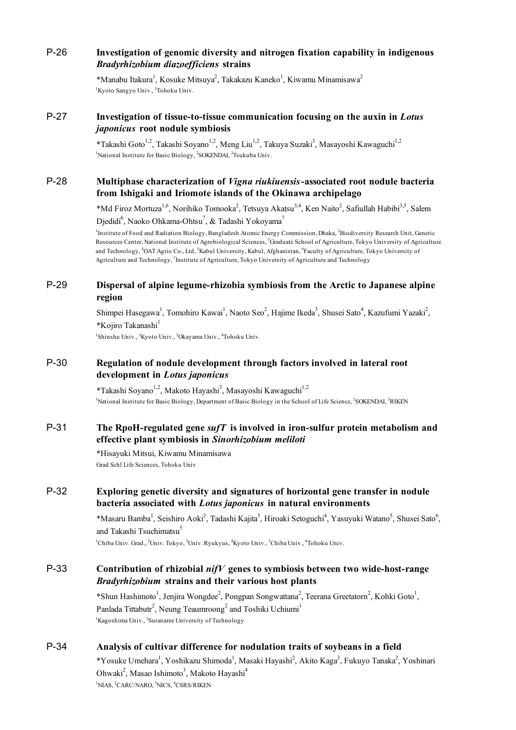## P-26 Investigation of genomic diversity and nitrogen fixation capability in indigenous *Bradyrhizobium diazoefficiens* strains

*Manabu Itakura[1], Kosuke Mitsuya[2], Takakazu Kaneko[1], Kiwamu Minamisawa[2]

[1]Kyoto Sangyo Univ., [2]Tohoku Univ.

## P-27 Investigation of tissue-to-tissue communication focusing on the auxin in *Lotus japonicus* root nodule symbiosis

*Takashi Goto[1,2], Takashi Soyano[1,2], Meng Liu[1,2], Takuya Suzaki[3], Masayoshi Kawaguchi[1,2]

[1]National Institute for Basic Biology, [2]SOKENDAI, [3]Tsukuba Univ.

## P-28 Multiphase characterization of *Vigna riukiuensis*-associated root nodule bacteria from Ishigaki and Iriomote islands of the Okinawa archipelago

*Md Firoz Mortuza[1,6], Norihiko Tomooka[2], Tetsuya Akatsu[3,4], Ken Naito[2], Safiullah Habibi[3,5], Salem Djedidi[6], Naoko Ohkama-Ohtsu[7], & Tadashi Yokoyama[7]

[1]Institute of Food and Radiation Biology, Bangladesh Atomic Energy Commission, Dhaka, [2]Biodiversity Research Unit, Genetic Resources Center, National Institute of Agrobiological Sciences, [3]Graduate School of Agriculture, Tokyo University of Agriculture and Technology, [4]OAT Agrio Co., Ltd, [5]Kabul University, Kabul, Afghanistan, [6]Faculty of Agriculture, Tokyo University of Agriculture and Technology, [7]Institute of Agriculture, Tokyo University of Agriculture and Technology

## P-29 Dispersal of alpine legume-rhizobia symbiosis from the Arctic to Japanese alpine region

Shimpei Hasegawa[1], Tomohiro Kawai[1], Naoto Seo[2], Hajime Ikeda[3], Shusei Sato[4], Kazufumi Yazaki[2], *Kojiro Takanashi[1]

[1]Shinshu Univ., [2]Kyoto Univ., [3]Okayama Univ., [4]Tohoku Univ.

## P-30 Regulation of nodule development through factors involved in lateral root development in *Lotus japonicus*

*Takashi Soyano[1,2], Makoto Hayashi[3], Masayoshi Kawaguchi[1,2]

[1]National Institute for Basic Biology, Department of Basic Biology in the School of Life Science, [2]SOKENDAI, [3]RIKEN

## P-31 The RpoH-regulated gene *sufT* is involved in iron-sulfur protein metabolism and effective plant symbiosis in *Sinorhizobium meliloti*

*Hisayuki Mitsui, Kiwamu Minamisawa

Grad Schl Life Sciences, Tohoku Univ

## P-32 Exploring genetic diversity and signatures of horizontal gene transfer in nodule bacteria associated with *Lotus japonicus* in natural environments

*Masaru Bamba[1], Seishiro Aoki[2], Tadashi Kajita[3], Hiroaki Setoguchi[4], Yasuyuki Watano[5], Shusei Sato[6], and Takashi Tsuchimatsu[5]

[1]Chiba Univ. Grad., [2]Univ. Tokyo, [3]Univ. Ryukyus, [4]Kyoto Univ., [5]Chiba Univ., [6]Tohoku Univ.

## P-33 Contribution of rhizobial *nifV* genes to symbiosis between two wide-host-range *Bradyrhizobium* strains and their various host plants

*Shun Hashimoto[1], Jenjira Wongdee[2], Pongpan Songwattana[2], Teerana Greetatorn[2], Kohki Goto[1], Panlada Tittabutr[2], Neung Teaumroong[2] and Toshiki Uchiumi[1]

[1]Kagoshima Univ., [2]Suranaree University of Technology

## P-34 Analysis of cultivar difference for nodulation traits of soybeans in a field

*Yosuke Umehara[1], Yoshikazu Shimoda[1], Masaki Hayashi[2], Akito Kaga[3], Fukuyo Tanaka[2], Yoshinari Ohwaki[2], Masao Ishimoto[3], Makoto Hayashi[4]

[1]NIAS, [2]CARC/NARO, [3]NICS, [4]CSRS/RIKEN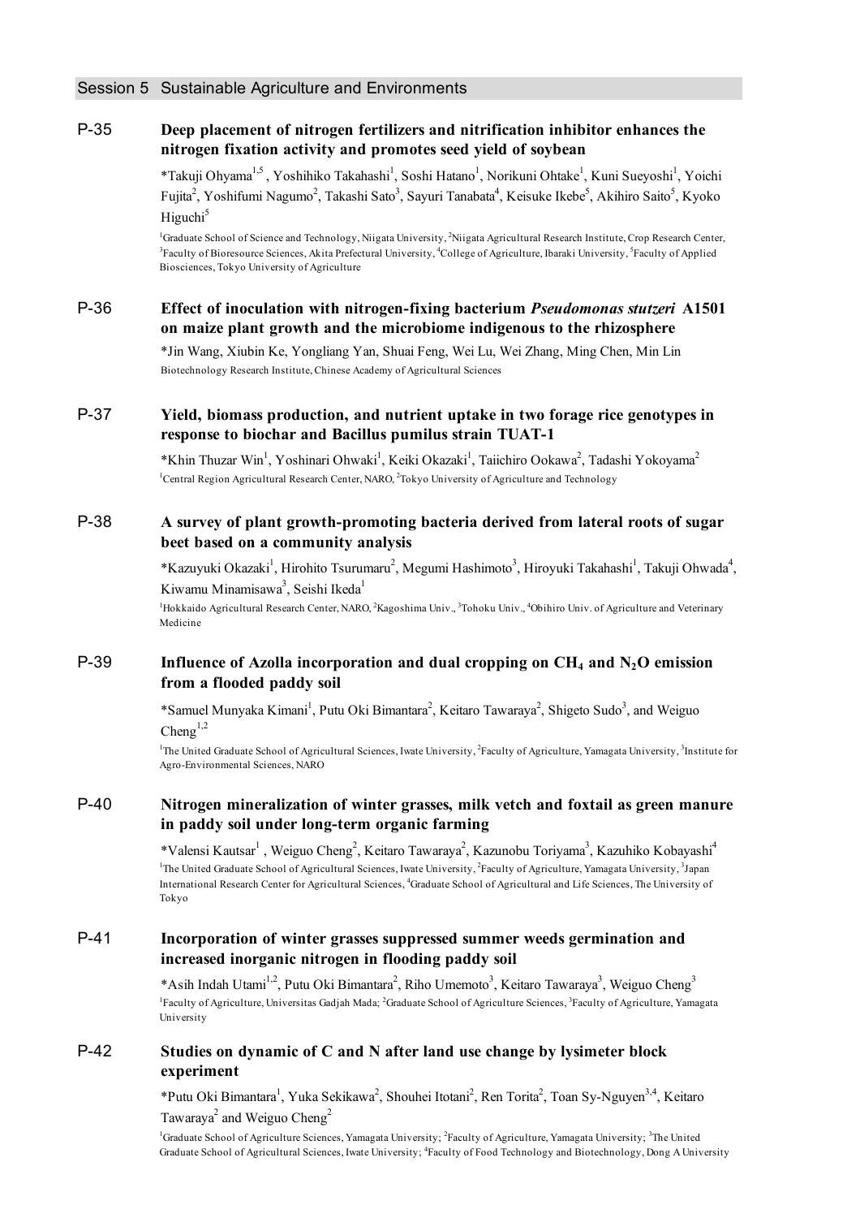## Session 5 Sustainable Agriculture and Environments

### P-35 Deep placement of nitrogen fertilizers and nitrification inhibitor enhances the nitrogen fixation activity and promotes seed yield of soybean

*Takuji Ohyama[1,5], Yoshihiko Takahashi[1], Soshi Hatano[1], Norikuni Ohtake[1], Kuni Sueyoshi[1], Yoichi Fujita[2], Yoshifumi Nagumo[2], Takashi Sato[3], Sayuri Tanabata[4], Keisuke Ikebe[5], Akihiro Saito[5], Kyoko Higuchi[5]

[1]Graduate School of Science and Technology, Niigata University, [2]Niigata Agricultural Research Institute, Crop Research Center, [3]Faculty of Bioresource Sciences, Akita Prefectural University, [4]College of Agriculture, Ibaraki University, [5]Faculty of Applied Biosciences, Tokyo University of Agriculture

### P-36 Effect of inoculation with nitrogen-fixing bacterium *Pseudomonas stutzeri* A1501 on maize plant growth and the microbiome indigenous to the rhizosphere

*Jin Wang, Xiubin Ke, Yongliang Yan, Shuai Feng, Wei Lu, Wei Zhang, Ming Chen, Min Lin

Biotechnology Research Institute, Chinese Academy of Agricultural Sciences

### P-37 Yield, biomass production, and nutrient uptake in two forage rice genotypes in response to biochar and Bacillus pumilus strain TUAT-1

*Khin Thuzar Win[1], Yoshinari Ohwaki[1], Keiki Okazaki[1], Taiichiro Ookawa[2], Tadashi Yokoyama[2]

[1]Central Region Agricultural Research Center, NARO, [2]Tokyo University of Agriculture and Technology

### P-38 A survey of plant growth-promoting bacteria derived from lateral roots of sugar beet based on a community analysis

*Kazuyuki Okazaki[1], Hirohito Tsurumaru[2], Megumi Hashimoto[3], Hiroyuki Takahashi[1], Takuji Ohwada[4], Kiwamu Minamisawa[3], Seishi Ikeda[1]

[1]Hokkaido Agricultural Research Center, NARO, [2]Kagoshima Univ., [3]Tohoku Univ., [4]Obihiro Univ. of Agriculture and Veterinary Medicine

### P-39 Influence of Azolla incorporation and dual cropping on $CH_4$ and $N_2O$ emission from a flooded paddy soil

*Samuel Munyaka Kimani[1], Putu Oki Bimantara[2], Keitaro Tawaraya[2], Shigeto Sudo[3], and Weiguo Cheng[1,2]

[1]The United Graduate School of Agricultural Sciences, Iwate University, [2]Faculty of Agriculture, Yamagata University, [3]Institute for Agro-Environmental Sciences, NARO

### P-40 Nitrogen mineralization of winter grasses, milk vetch and foxtail as green manure in paddy soil under long-term organic farming

*Valensi Kautsar[1], Weiguo Cheng[2], Keitaro Tawaraya[2], Kazunobu Toriyama[3], Kazuhiko Kobayashi[4]

[1]The United Graduate School of Agricultural Sciences, Iwate University, [2]Faculty of Agriculture, Yamagata University, [3]Japan International Research Center for Agricultural Sciences, [4]Graduate School of Agricultural and Life Sciences, The University of Tokyo

### P-41 Incorporation of winter grasses suppressed summer weeds germination and increased inorganic nitrogen in flooding paddy soil

*Asih Indah Utami[1,2], Putu Oki Bimantara[2], Riho Umemoto[3], Keitaro Tawaraya[3], Weiguo Cheng[3]

[1]Faculty of Agriculture, Universitas Gadjah Mada; [2]Graduate School of Agriculture Sciences, [3]Faculty of Agriculture, Yamagata University

### P-42 Studies on dynamic of C and N after land use change by lysimeter block experiment

*Putu Oki Bimantara[1], Yuka Sekikawa[2], Shouhei Itotani[2], Ren Torita[2], Toan Sy-Nguyen[3,4], Keitaro Tawaraya[2] and Weiguo Cheng[2]

[1]Graduate School of Agriculture Sciences, Yamagata University; [2]Faculty of Agriculture, Yamagata University; [3]The United Graduate School of Agricultural Sciences, Iwate University; [4]Faculty of Food Technology and Biotechnology, Dong A University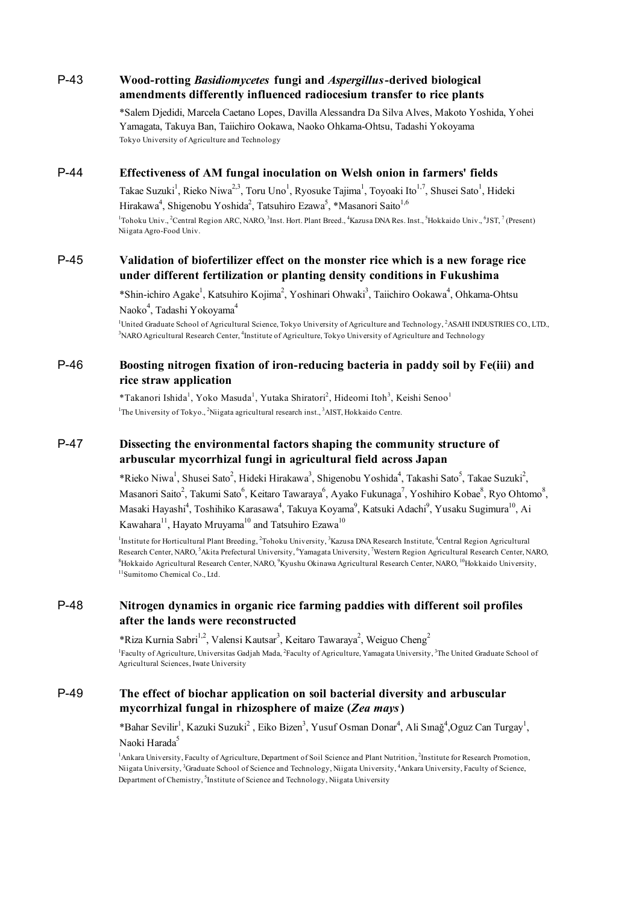## P-43 Wood-rotting *Basidiomycetes* fungi and *Aspergillus*-derived biological amendments differently influenced radiocesium transfer to rice plants

*Salem Djedidi, Marcela Caetano Lopes, Davilla Alessandra Da Silva Alves, Makoto Yoshida, Yohei Yamagata, Takuya Ban, Taiichiro Ookawa, Naoko Ohkama-Ohtsu, Tadashi Yokoyama

Tokyo University of Agriculture and Technology

## P-44 Effectiveness of AM fungal inoculation on Welsh onion in farmers' fields

Takae Suzuki[1], Rieko Niwa[2,3], Toru Uno[1], Ryosuke Tajima[1], Toyoaki Ito[1,7], Shusei Sato[1], Hideki Hirakawa[4], Shigenobu Yoshida[2], Tatsuhiro Ezawa[5], *Masanori Saito[1,6]

[1]Tohoku Univ., [2]Central Region ARC, NARO, [3]Inst. Hort. Plant Breed., [4]Kazusa DNA Res. Inst., [5]Hokkaido Univ., [6]JST, [7] (Present) Niigata Agro-Food Univ.

## P-45 Validation of biofertilizer effect on the monster rice which is a new forage rice under different fertilization or planting density conditions in Fukushima

*Shin-ichiro Agake[1], Katsuhiro Kojima[2], Yoshinari Ohwaki[3], Taiichiro Ookawa[4], Ohkama-Ohtsu Naoko[4], Tadashi Yokoyama[4]

[1]United Graduate School of Agricultural Science, Tokyo University of Agriculture and Technology, [2]ASAHI INDUSTRIES CO., LTD., [3]NARO Agricultural Research Center, [4]Institute of Agriculture, Tokyo University of Agriculture and Technology

## P-46 Boosting nitrogen fixation of iron-reducing bacteria in paddy soil by Fe(iii) and rice straw application

*Takanori Ishida[1], Yoko Masuda[1], Yutaka Shiratori[2], Hideomi Itoh[3], Keishi Senoo[1]

[1]The University of Tokyo., [2]Niigata agricultural research inst., [3]AIST, Hokkaido Centre.

## P-47 Dissecting the environmental factors shaping the community structure of arbuscular mycorrhizal fungi in agricultural field across Japan

*Rieko Niwa[1], Shusei Sato[2], Hideki Hirakawa[3], Shigenobu Yoshida[4], Takashi Sato[5], Takae Suzuki[2], Masanori Saito[2], Takumi Sato[6], Keitaro Tawaraya[6], Ayako Fukunaga[7], Yoshihiro Kobae[8], Ryo Ohtomo[8], Masaki Hayashi[4], Toshihiko Karasawa[4], Takuya Koyama[9], Katsuki Adachi[9], Yusaku Sugimura[10], Ai Kawahara[11], Hayato Mruyama[10] and Tatsuhiro Ezawa[10]

[1]Institute for Horticultural Plant Breeding, [2]Tohoku University, [3]Kazusa DNA Research Institute, [4]Central Region Agricultural Research Center, NARO, [5]Akita Prefectural University, [6]Yamagata University, [7]Western Region Agricultural Research Center, NARO, [8]Hokkaido Agricultural Research Center, NARO, [9]Kyushu Okinawa Agricultural Research Center, NARO, [10]Hokkaido University, [11]Sumitomo Chemical Co., Ltd.

## P-48 Nitrogen dynamics in organic rice farming paddies with different soil profiles after the lands were reconstructed

*Riza Kurnia Sabri[1,2], Valensi Kautsar[3], Keitaro Tawaraya[2], Weiguo Cheng[2]

[1]Faculty of Agriculture, Universitas Gadjah Mada, [2]Faculty of Agriculture, Yamagata University, [3]The United Graduate School of Agricultural Sciences, Iwate University

## P-49 The effect of biochar application on soil bacterial diversity and arbuscular mycorrhizal fungal in rhizosphere of maize (*Zea mays*)

*Bahar Sevilir[1], Kazuki Suzuki[2], Eiko Bizen[3], Yusuf Osman Donar[4], Ali Sınağ[4], Oguz Can Turgay[1], Naoki Harada[5]

[1]Ankara University, Faculty of Agriculture, Department of Soil Science and Plant Nutrition, [2]Institute for Research Promotion, Niigata University, [3]Graduate School of Science and Technology, Niigata University, [4]Ankara University, Faculty of Science, Department of Chemistry, [5]Institute of Science and Technology, Niigata University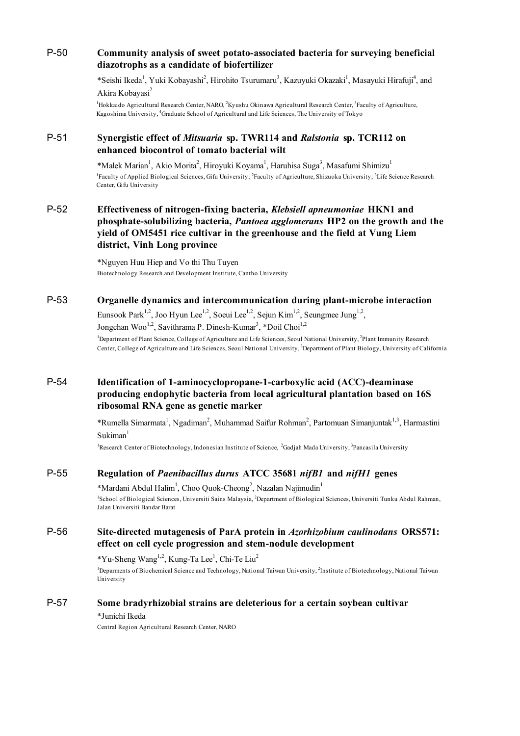## P-50 Community analysis of sweet potato-associated bacteria for surveying beneficial diazotrophs as a candidate of biofertilizer

*Seishi Ikeda[1], Yuki Kobayashi[2], Hirohito Tsurumaru[3], Kazuyuki Okazaki[1], Masayuki Hirafuji[4], and Akira Kobayasi[2]

[1]Hokkaido Agricultural Research Center, NARO, [2]Kyushu Okinawa Agricultural Research Center, [3]Faculty of Agriculture, Kagoshima University, [4]Graduate School of Agricultural and Life Sciences, The University of Tokyo

## P-51 Synergistic effect of *Mitsuaria* sp. TWR114 and *Ralstonia* sp. TCR112 on enhanced biocontrol of tomato bacterial wilt

*Malek Marian[1], Akio Morita[2], Hiroyuki Koyama[1], Haruhisa Suga[3], Masafumi Shimizu[1]

[1]Faculty of Applied Biological Sciences, Gifu University; [2]Faculty of Agriculture, Shizuoka University; [3]Life Science Research Center, Gifu University

## P-52 Effectiveness of nitrogen-fixing bacteria, *Klebsiell apneumoniae* HKN1 and phosphate-solubilizing bacteria, *Pantoea agglomerans* HP2 on the growth and the yield of OM5451 rice cultivar in the greenhouse and the field at Vung Liem district, Vinh Long province

*Nguyen Huu Hiep and Vo thi Thu Tuyen

Biotechnology Research and Development Institute, Cantho University

## P-53 Organelle dynamics and intercommunication during plant-microbe interaction

Eunsook Park[1,2], Joo Hyun Lee[1,2], Soeui Lee[1,2], Sejun Kim[1,2], Seungmee Jung[1,2], Jongchan Woo[1,2], Savithrama P. Dinesh-Kumar[3], *Doil Choi[1,2]

[1]Department of Plant Science, College of Agriculture and Life Sciences, Seoul National University, [2]Plant Immunity Research Center, College of Agriculture and Life Sciences, Seoul National University, [3]Department of Plant Biology, University of California

## P-54 Identification of 1-aminocyclopropane-1-carboxylic acid (ACC)-deaminase producing endophytic bacteria from local agricultural plantation based on 16S ribosomal RNA gene as genetic marker

*Rumella Simarmata[1], Ngadiman[2], Muhammad Saifur Rohman[2], Partomuan Simanjuntak[1,3], Harmastini Sukiman[1]

[1]Research Center of Biotechnology, Indonesian Institute of Science, [2]Gadjah Mada University, [3]Pancasila University

## P-55 Regulation of *Paenibacillus durus* ATCC 35681 *nifB1* and *nifH1* genes

*Mardani Abdul Halim[1], Choo Quok-Cheong[2], Nazalan Najimudin[1]

[1]School of Biological Sciences, Universiti Sains Malaysia, [2]Department of Biological Sciences, Universiti Tunku Abdul Rahman, Jalan Universiti Bandar Barat

## P-56 Site-directed mutagenesis of ParA protein in *Azorhizobium caulinodans* ORS571: effect on cell cycle progression and stem-nodule development

*Yu-Sheng Wang[1,2], Kung-Ta Lee[1], Chi-Te Liu[2]

[1]Deparments of Biochemical Science and Technology, National Taiwan University, [2]Institute of Biotechnology, National Taiwan University

## P-57 Some bradyrhizobial strains are deleterious for a certain soybean cultivar

*Junichi Ikeda

Central Region Agricultural Research Center, NARO